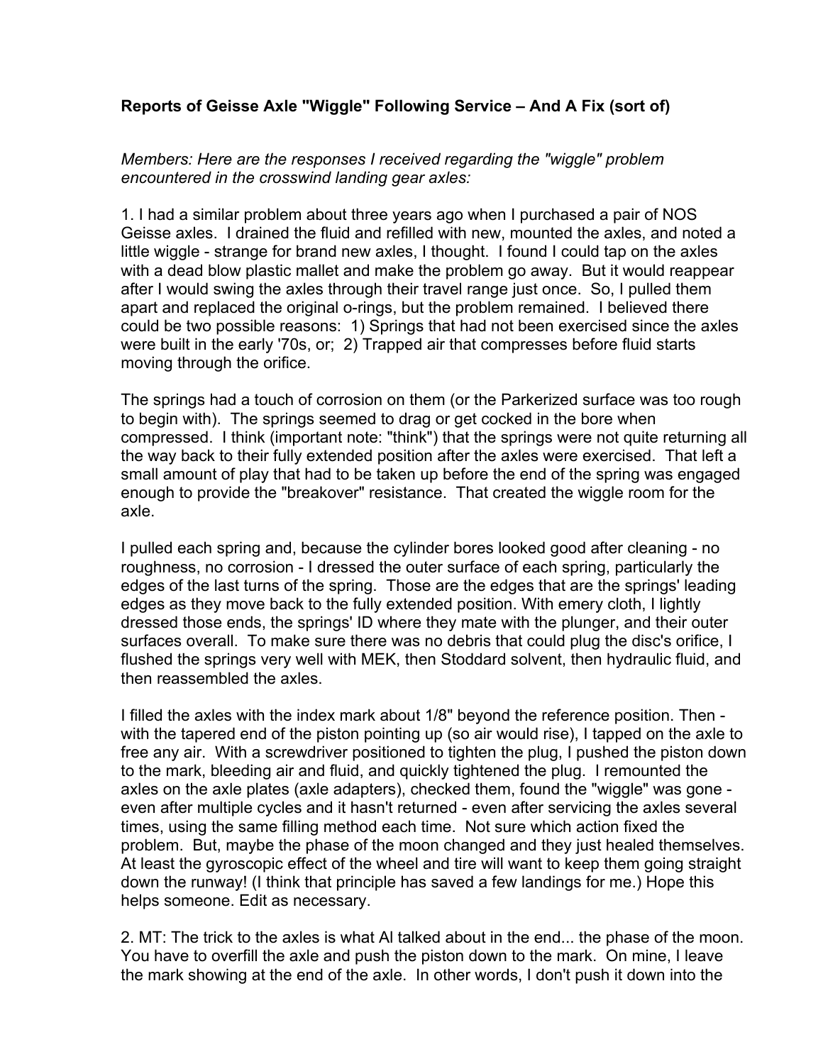**Reports of Geisse Axle "Wiggle" Following Service – And A Fix (sort of)**

*Members: Here are the responses I received regarding the "wiggle" problem encountered in the crosswind landing gear axles:*

1. I had a similar problem about three years ago when I purchased a pair of NOS Geisse axles. I drained the fluid and refilled with new, mounted the axles, and noted a little wiggle - strange for brand new axles, I thought. I found I could tap on the axles with a dead blow plastic mallet and make the problem go away. But it would reappear after I would swing the axles through their travel range just once. So, I pulled them apart and replaced the original o-rings, but the problem remained. I believed there could be two possible reasons: 1) Springs that had not been exercised since the axles were built in the early '70s, or; 2) Trapped air that compresses before fluid starts moving through the orifice.

The springs had a touch of corrosion on them (or the Parkerized surface was too rough to begin with). The springs seemed to drag or get cocked in the bore when compressed. I think (important note: "think") that the springs were not quite returning all the way back to their fully extended position after the axles were exercised. That left a small amount of play that had to be taken up before the end of the spring was engaged enough to provide the "breakover" resistance. That created the wiggle room for the axle.

I pulled each spring and, because the cylinder bores looked good after cleaning - no roughness, no corrosion - I dressed the outer surface of each spring, particularly the edges of the last turns of the spring. Those are the edges that are the springs' leading edges as they move back to the fully extended position. With emery cloth, I lightly dressed those ends, the springs' ID where they mate with the plunger, and their outer surfaces overall. To make sure there was no debris that could plug the disc's orifice, I flushed the springs very well with MEK, then Stoddard solvent, then hydraulic fluid, and then reassembled the axles.

I filled the axles with the index mark about 1/8" beyond the reference position. Then - with the tapered end of the piston pointing up (so air would rise), I tapped on the axle to free any air. With a screwdriver positioned to tighten the plug, I pushed the piston down to the mark, bleeding air and fluid, and quickly tightened the plug. I remounted the axles on the axle plates (axle adapters), checked them, found the "wiggle" was gone - even after multiple cycles and it hasn't returned - even after servicing the axles several times, using the same filling method each time. Not sure which action fixed the problem. But, maybe the phase of the moon changed and they just healed themselves. At least the gyroscopic effect of the wheel and tire will want to keep them going straight down the runway! (I think that principle has saved a few landings for me.) Hope this helps someone. Edit as necessary.

2. MT: The trick to the axles is what Al talked about in the end... the phase of the moon. You have to overfill the axle and push the piston down to the mark. On mine, I leave the mark showing at the end of the axle. In other words, I don't push it down into the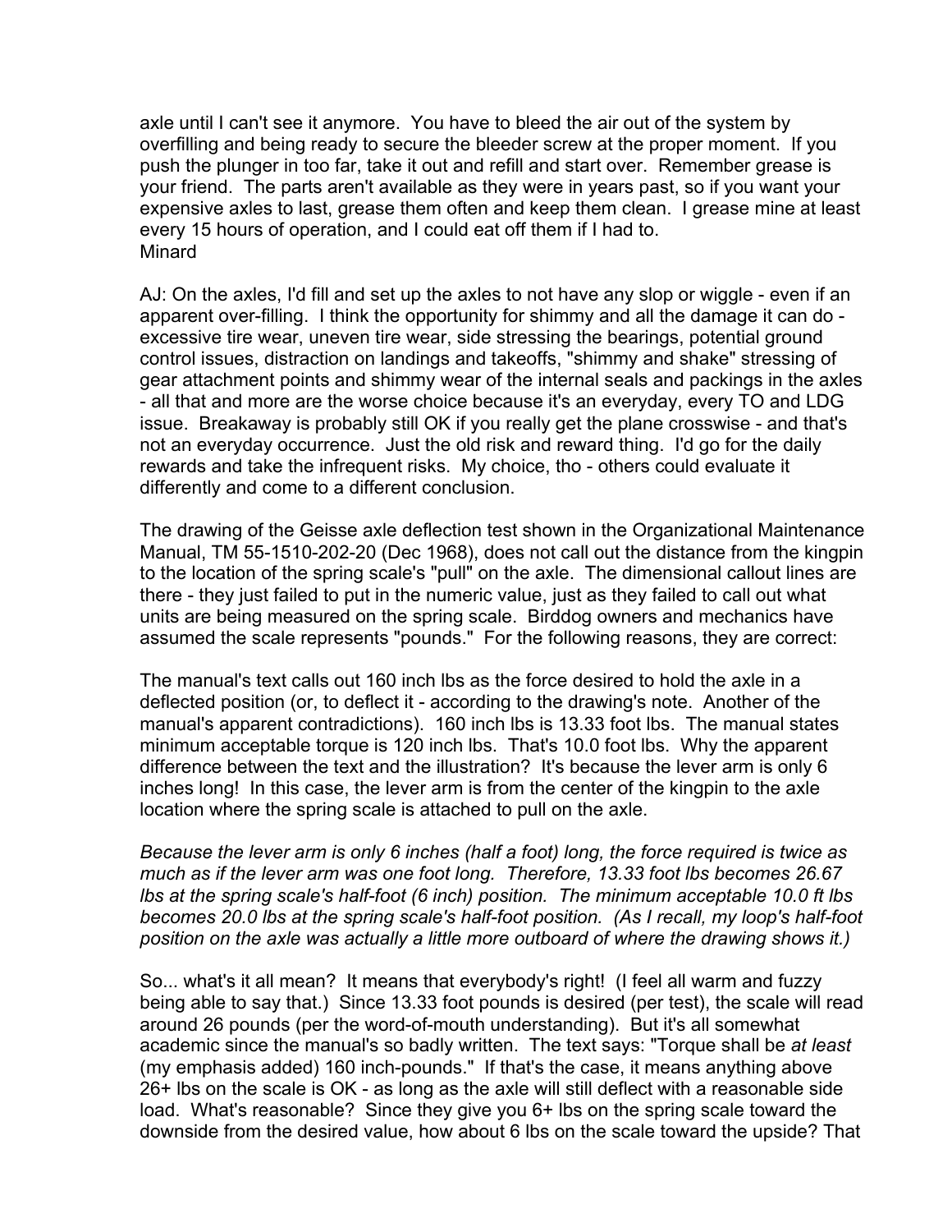axle until I can't see it anymore. You have to bleed the air out of the system by overfilling and being ready to secure the bleeder screw at the proper moment. If you push the plunger in too far, take it out and refill and start over. Remember grease is your friend. The parts aren't available as they were in years past, so if you want your expensive axles to last, grease them often and keep them clean. I grease mine at least every 15 hours of operation, and I could eat off them if I had to.
Minard

AJ: On the axles, I'd fill and set up the axles to not have any slop or wiggle - even if an apparent over-filling. I think the opportunity for shimmy and all the damage it can do - excessive tire wear, uneven tire wear, side stressing the bearings, potential ground control issues, distraction on landings and takeoffs, "shimmy and shake" stressing of gear attachment points and shimmy wear of the internal seals and packings in the axles - all that and more are the worse choice because it's an everyday, every TO and LDG issue. Breakaway is probably still OK if you really get the plane crosswise - and that's not an everyday occurrence. Just the old risk and reward thing. I'd go for the daily rewards and take the infrequent risks. My choice, tho - others could evaluate it differently and come to a different conclusion.

The drawing of the Geisse axle deflection test shown in the Organizational Maintenance Manual, TM 55-1510-202-20 (Dec 1968), does not call out the distance from the kingpin to the location of the spring scale's "pull" on the axle. The dimensional callout lines are there - they just failed to put in the numeric value, just as they failed to call out what units are being measured on the spring scale. Birddog owners and mechanics have assumed the scale represents "pounds." For the following reasons, they are correct:

The manual's text calls out 160 inch lbs as the force desired to hold the axle in a deflected position (or, to deflect it - according to the drawing's note. Another of the manual's apparent contradictions). 160 inch lbs is 13.33 foot lbs. The manual states minimum acceptable torque is 120 inch lbs. That's 10.0 foot lbs. Why the apparent difference between the text and the illustration? It's because the lever arm is only 6 inches long! In this case, the lever arm is from the center of the kingpin to the axle location where the spring scale is attached to pull on the axle.

*Because the lever arm is only 6 inches (half a foot) long, the force required is twice as much as if the lever arm was one foot long. Therefore, 13.33 foot lbs becomes 26.67 lbs at the spring scale's half-foot (6 inch) position. The minimum acceptable 10.0 ft lbs becomes 20.0 lbs at the spring scale's half-foot position. (As I recall, my loop's half-foot position on the axle was actually a little more outboard of where the drawing shows it.)*

So... what's it all mean? It means that everybody's right! (I feel all warm and fuzzy being able to say that.) Since 13.33 foot pounds is desired (per test), the scale will read around 26 pounds (per the word-of-mouth understanding). But it's all somewhat academic since the manual's so badly written. The text says: "Torque shall be *at least* (my emphasis added) 160 inch-pounds." If that's the case, it means anything above 26+ lbs on the scale is OK - as long as the axle will still deflect with a reasonable side load. What's reasonable? Since they give you 6+ lbs on the spring scale toward the downside from the desired value, how about 6 lbs on the scale toward the upside? That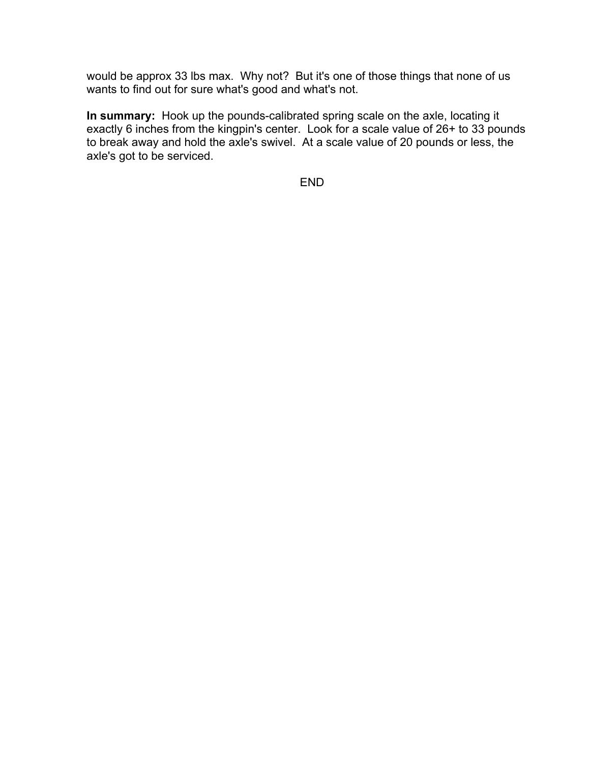would be approx 33 lbs max. Why not? But it's one of those things that none of us wants to find out for sure what's good and what's not.

**In summary:** Hook up the pounds-calibrated spring scale on the axle, locating it exactly 6 inches from the kingpin's center. Look for a scale value of 26+ to 33 pounds to break away and hold the axle's swivel. At a scale value of 20 pounds or less, the axle's got to be serviced.

END